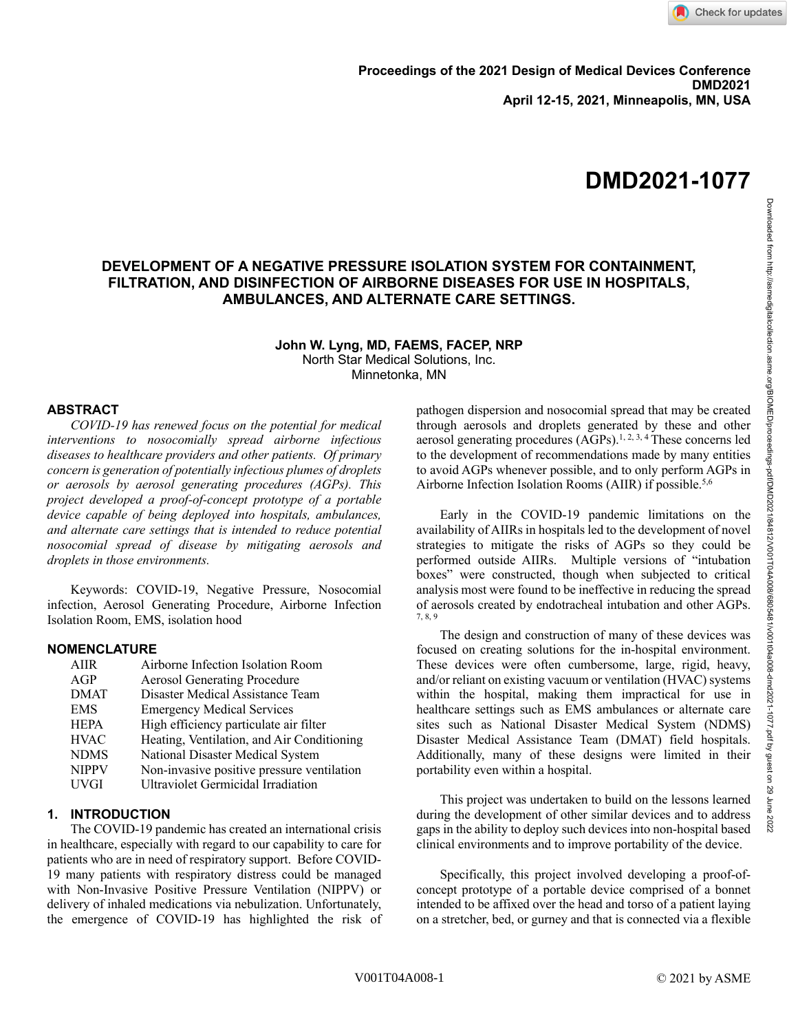Proceedings of the 2021 Design of Medical Devices Conference
DMD2021
April 12-15, 2021, Minneapolis, MN, USA

# DMD2021-1077

## DEVELOPMENT OF A NEGATIVE PRESSURE ISOLATION SYSTEM FOR CONTAINMENT, FILTRATION, AND DISINFECTION OF AIRBORNE DISEASES FOR USE IN HOSPITALS, AMBULANCES, AND ALTERNATE CARE SETTINGS.

**John W. Lyng, MD, FAEMS, FACEP, NRP**
North Star Medical Solutions, Inc.
Minnetonka, MN

## ABSTRACT

*COVID-19 has renewed focus on the potential for medical interventions to nosocomially spread airborne infectious diseases to healthcare providers and other patients. Of primary concern is generation of potentially infectious plumes of droplets or aerosols by aerosol generating procedures (AGPs). This project developed a proof-of-concept prototype of a portable device capable of being deployed into hospitals, ambulances, and alternate care settings that is intended to reduce potential nosocomial spread of disease by mitigating aerosols and droplets in those environments.*

Keywords: COVID-19, Negative Pressure, Nosocomial infection, Aerosol Generating Procedure, Airborne Infection Isolation Room, EMS, isolation hood

## NOMENCLATURE

| | |
|---|---|
| AIIR | Airborne Infection Isolation Room |
| AGP | Aerosol Generating Procedure |
| DMAT | Disaster Medical Assistance Team |
| EMS | Emergency Medical Services |
| HEPA | High efficiency particulate air filter |
| HVAC | Heating, Ventilation, and Air Conditioning |
| NDMS | National Disaster Medical System |
| NIPPV | Non-invasive positive pressure ventilation |
| UVGI | Ultraviolet Germicidal Irradiation |

## 1. INTRODUCTION

The COVID-19 pandemic has created an international crisis in healthcare, especially with regard to our capability to care for patients who are in need of respiratory support. Before COVID-19 many patients with respiratory distress could be managed with Non-Invasive Positive Pressure Ventilation (NIPPV) or delivery of inhaled medications via nebulization. Unfortunately, the emergence of COVID-19 has highlighted the risk of pathogen dispersion and nosocomial spread that may be created through aerosols and droplets generated by these and other aerosol generating procedures (AGPs).[1, 2, 3, 4] These concerns led to the development of recommendations made by many entities to avoid AGPs whenever possible, and to only perform AGPs in Airborne Infection Isolation Rooms (AIIR) if possible.[5,6]

Early in the COVID-19 pandemic limitations on the availability of AIIRs in hospitals led to the development of novel strategies to mitigate the risks of AGPs so they could be performed outside AIIRs. Multiple versions of “intubation boxes” were constructed, though when subjected to critical analysis most were found to be ineffective in reducing the spread of aerosols created by endotracheal intubation and other AGPs.[7, 8, 9]

The design and construction of many of these devices was focused on creating solutions for the in-hospital environment. These devices were often cumbersome, large, rigid, heavy, and/or reliant on existing vacuum or ventilation (HVAC) systems within the hospital, making them impractical for use in healthcare settings such as EMS ambulances or alternate care sites such as National Disaster Medical System (NDMS) Disaster Medical Assistance Team (DMAT) field hospitals. Additionally, many of these designs were limited in their portability even within a hospital.

This project was undertaken to build on the lessons learned during the development of other similar devices and to address gaps in the ability to deploy such devices into non-hospital based clinical environments and to improve portability of the device.

Specifically, this project involved developing a proof-of-concept prototype of a portable device comprised of a bonnet intended to be affixed over the head and torso of a patient laying on a stretcher, bed, or gurney and that is connected via a flexible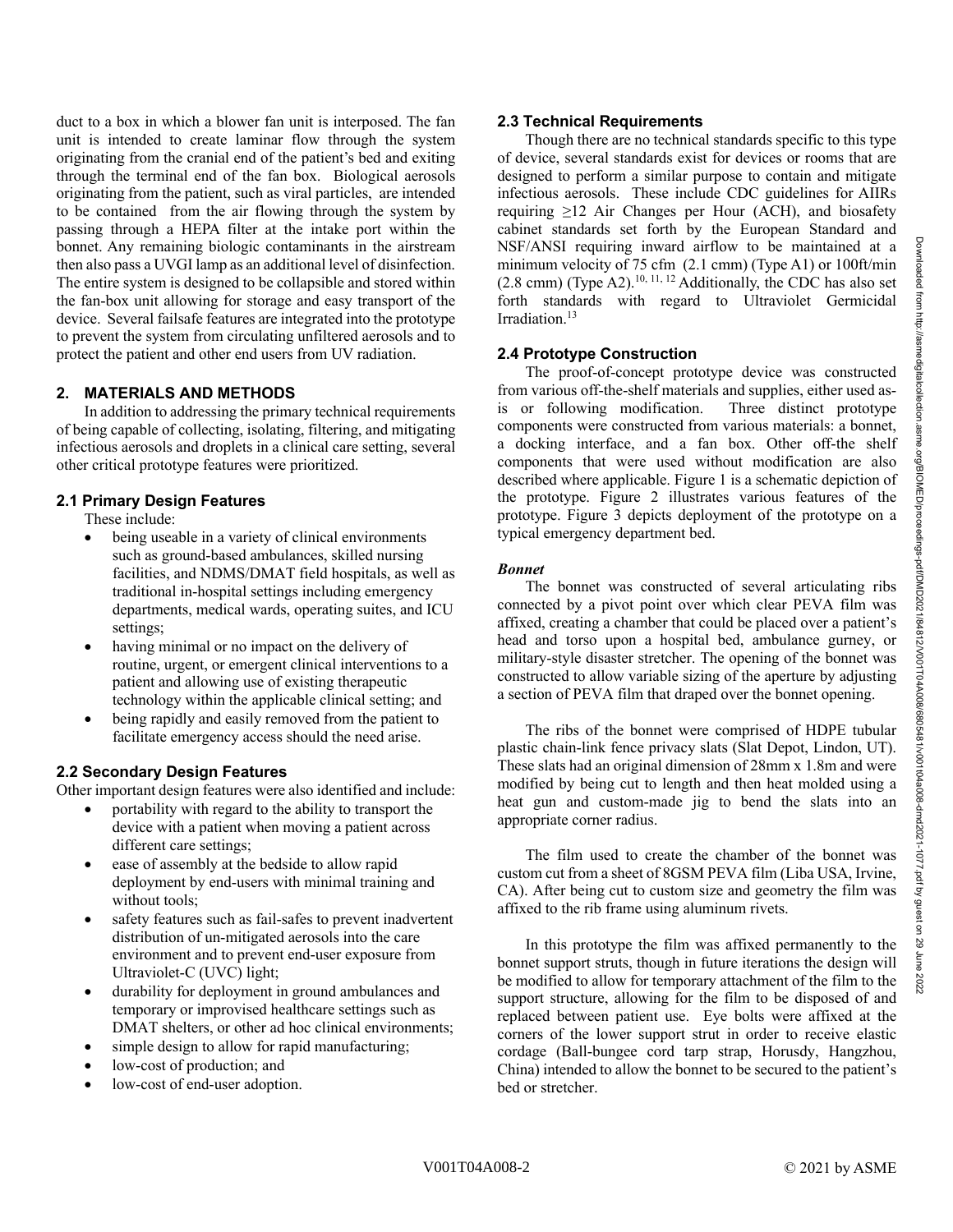duct to a box in which a blower fan unit is interposed. The fan unit is intended to create laminar flow through the system originating from the cranial end of the patient's bed and exiting through the terminal end of the fan box. Biological aerosols originating from the patient, such as viral particles, are intended to be contained from the air flowing through the system by passing through a HEPA filter at the intake port within the bonnet. Any remaining biologic contaminants in the airstream then also pass a UVGI lamp as an additional level of disinfection. The entire system is designed to be collapsible and stored within the fan-box unit allowing for storage and easy transport of the device. Several failsafe features are integrated into the prototype to prevent the system from circulating unfiltered aerosols and to protect the patient and other end users from UV radiation.

## 2. MATERIALS AND METHODS

In addition to addressing the primary technical requirements of being capable of collecting, isolating, filtering, and mitigating infectious aerosols and droplets in a clinical care setting, several other critical prototype features were prioritized.

### 2.1 Primary Design Features

These include:

- being useable in a variety of clinical environments such as ground-based ambulances, skilled nursing facilities, and NDMS/DMAT field hospitals, as well as traditional in-hospital settings including emergency departments, medical wards, operating suites, and ICU settings;
- having minimal or no impact on the delivery of routine, urgent, or emergent clinical interventions to a patient and allowing use of existing therapeutic technology within the applicable clinical setting; and
- being rapidly and easily removed from the patient to facilitate emergency access should the need arise.

### 2.2 Secondary Design Features

Other important design features were also identified and include:

- portability with regard to the ability to transport the device with a patient when moving a patient across different care settings;
- ease of assembly at the bedside to allow rapid deployment by end-users with minimal training and without tools;
- safety features such as fail-safes to prevent inadvertent distribution of un-mitigated aerosols into the care environment and to prevent end-user exposure from Ultraviolet-C (UVC) light;
- durability for deployment in ground ambulances and temporary or improvised healthcare settings such as DMAT shelters, or other ad hoc clinical environments;
- simple design to allow for rapid manufacturing;
- low-cost of production; and
- low-cost of end-user adoption.

### 2.3 Technical Requirements

Though there are no technical standards specific to this type of device, several standards exist for devices or rooms that are designed to perform a similar purpose to contain and mitigate infectious aerosols. These include CDC guidelines for AIIRs requiring ≥12 Air Changes per Hour (ACH), and biosafety cabinet standards set forth by the European Standard and NSF/ANSI requiring inward airflow to be maintained at a minimum velocity of 75 cfm (2.1 cmm) (Type A1) or 100ft/min (2.8 cmm) (Type A2).[10, 11, 12] Additionally, the CDC has also set forth standards with regard to Ultraviolet Germicidal Irradiation.[13]

### 2.4 Prototype Construction

The proof-of-concept prototype device was constructed from various off-the-shelf materials and supplies, either used as-is or following modification. Three distinct prototype components were constructed from various materials: a bonnet, a docking interface, and a fan box. Other off-the shelf components that were used without modification are also described where applicable. Figure 1 is a schematic depiction of the prototype. Figure 2 illustrates various features of the prototype. Figure 3 depicts deployment of the prototype on a typical emergency department bed.

***Bonnet***

The bonnet was constructed of several articulating ribs connected by a pivot point over which clear PEVA film was affixed, creating a chamber that could be placed over a patient's head and torso upon a hospital bed, ambulance gurney, or military-style disaster stretcher. The opening of the bonnet was constructed to allow variable sizing of the aperture by adjusting a section of PEVA film that draped over the bonnet opening.

The ribs of the bonnet were comprised of HDPE tubular plastic chain-link fence privacy slats (Slat Depot, Lindon, UT). These slats had an original dimension of 28mm x 1.8m and were modified by being cut to length and then heat molded using a heat gun and custom-made jig to bend the slats into an appropriate corner radius.

The film used to create the chamber of the bonnet was custom cut from a sheet of 8GSM PEVA film (Liba USA, Irvine, CA). After being cut to custom size and geometry the film was affixed to the rib frame using aluminum rivets.

In this prototype the film was affixed permanently to the bonnet support struts, though in future iterations the design will be modified to allow for temporary attachment of the film to the support structure, allowing for the film to be disposed of and replaced between patient use. Eye bolts were affixed at the corners of the lower support strut in order to receive elastic cordage (Ball-bungee cord tarp strap, Horusdy, Hangzhou, China) intended to allow the bonnet to be secured to the patient's bed or stretcher.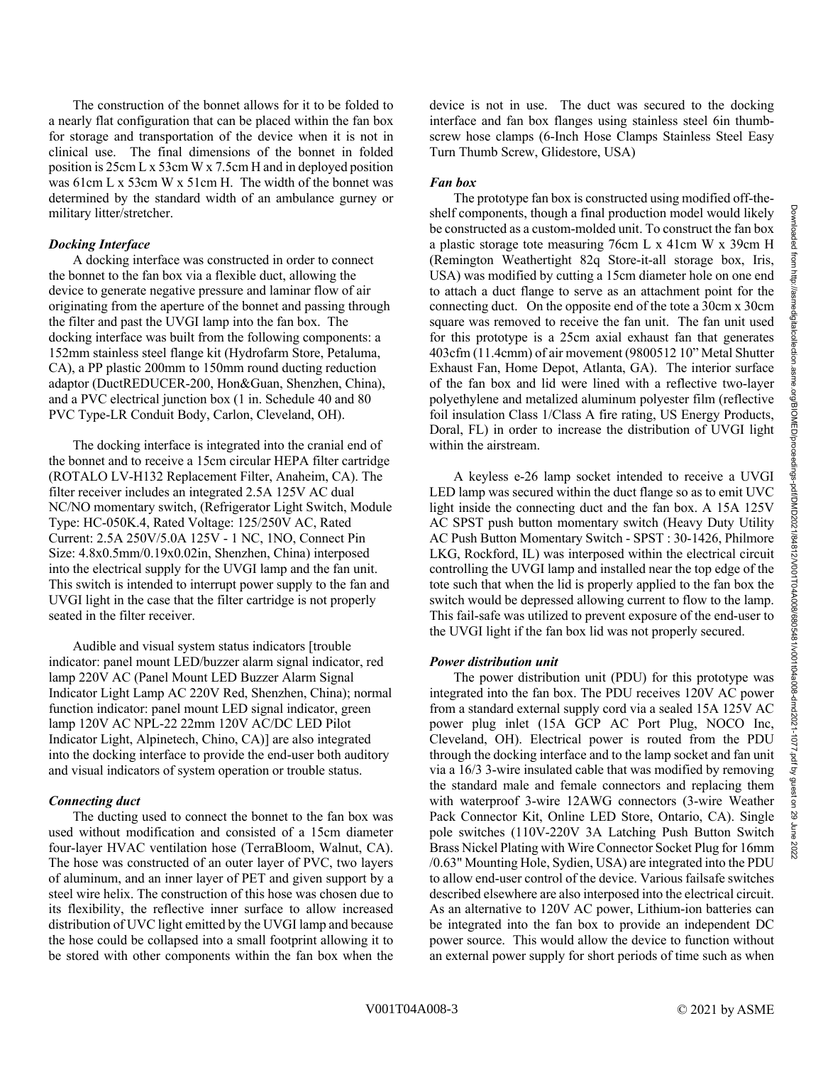The construction of the bonnet allows for it to be folded to a nearly flat configuration that can be placed within the fan box for storage and transportation of the device when it is not in clinical use. The final dimensions of the bonnet in folded position is 25cm L x 53cm W x 7.5cm H and in deployed position was 61cm L x 53cm W x 51cm H. The width of the bonnet was determined by the standard width of an ambulance gurney or military litter/stretcher.

***Docking Interface***

A docking interface was constructed in order to connect the bonnet to the fan box via a flexible duct, allowing the device to generate negative pressure and laminar flow of air originating from the aperture of the bonnet and passing through the filter and past the UVGI lamp into the fan box. The docking interface was built from the following components: a 152mm stainless steel flange kit (Hydrofarm Store, Petaluma, CA), a PP plastic 200mm to 150mm round ducting reduction adaptor (DuctREDUCER-200, Hon&Guan, Shenzhen, China), and a PVC electrical junction box (1 in. Schedule 40 and 80 PVC Type-LR Conduit Body, Carlon, Cleveland, OH).

The docking interface is integrated into the cranial end of the bonnet and to receive a 15cm circular HEPA filter cartridge (ROTALO LV-H132 Replacement Filter, Anaheim, CA). The filter receiver includes an integrated 2.5A 125V AC dual NC/NO momentary switch, (Refrigerator Light Switch, Module Type: HC-050K.4, Rated Voltage: 125/250V AC, Rated Current: 2.5A 250V/5.0A 125V - 1 NC, 1NO, Connect Pin Size: 4.8x0.5mm/0.19x0.02in, Shenzhen, China) interposed into the electrical supply for the UVGI lamp and the fan unit. This switch is intended to interrupt power supply to the fan and UVGI light in the case that the filter cartridge is not properly seated in the filter receiver.

Audible and visual system status indicators [trouble indicator: panel mount LED/buzzer alarm signal indicator, red lamp 220V AC (Panel Mount LED Buzzer Alarm Signal Indicator Light Lamp AC 220V Red, Shenzhen, China); normal function indicator: panel mount LED signal indicator, green lamp 120V AC NPL-22 22mm 120V AC/DC LED Pilot Indicator Light, Alpinetech, Chino, CA)] are also integrated into the docking interface to provide the end-user both auditory and visual indicators of system operation or trouble status.

***Connecting duct***

The ducting used to connect the bonnet to the fan box was used without modification and consisted of a 15cm diameter four-layer HVAC ventilation hose (TerraBloom, Walnut, CA). The hose was constructed of an outer layer of PVC, two layers of aluminum, and an inner layer of PET and given support by a steel wire helix. The construction of this hose was chosen due to its flexibility, the reflective inner surface to allow increased distribution of UVC light emitted by the UVGI lamp and because the hose could be collapsed into a small footprint allowing it to be stored with other components within the fan box when the device is not in use. The duct was secured to the docking interface and fan box flanges using stainless steel 6in thumb-screw hose clamps (6-Inch Hose Clamps Stainless Steel Easy Turn Thumb Screw, Glidestore, USA)

***Fan box***

The prototype fan box is constructed using modified off-the-shelf components, though a final production model would likely be constructed as a custom-molded unit. To construct the fan box a plastic storage tote measuring 76cm L x 41cm W x 39cm H (Remington Weathertight 82q Store-it-all storage box, Iris, USA) was modified by cutting a 15cm diameter hole on one end to attach a duct flange to serve as an attachment point for the connecting duct. On the opposite end of the tote a 30cm x 30cm square was removed to receive the fan unit. The fan unit used for this prototype is a 25cm axial exhaust fan that generates 403cfm (11.4cmm) of air movement (9800512 10" Metal Shutter Exhaust Fan, Home Depot, Atlanta, GA). The interior surface of the fan box and lid were lined with a reflective two-layer polyethylene and metalized aluminum polyester film (reflective foil insulation Class 1/Class A fire rating, US Energy Products, Doral, FL) in order to increase the distribution of UVGI light within the airstream.

A keyless e-26 lamp socket intended to receive a UVGI LED lamp was secured within the duct flange so as to emit UVC light inside the connecting duct and the fan box. A 15A 125V AC SPST push button momentary switch (Heavy Duty Utility AC Push Button Momentary Switch - SPST : 30-1426, Philmore LKG, Rockford, IL) was interposed within the electrical circuit controlling the UVGI lamp and installed near the top edge of the tote such that when the lid is properly applied to the fan box the switch would be depressed allowing current to flow to the lamp. This fail-safe was utilized to prevent exposure of the end-user to the UVGI light if the fan box lid was not properly secured.

***Power distribution unit***

The power distribution unit (PDU) for this prototype was integrated into the fan box. The PDU receives 120V AC power from a standard external supply cord via a sealed 15A 125V AC power plug inlet (15A GCP AC Port Plug, NOCO Inc, Cleveland, OH). Electrical power is routed from the PDU through the docking interface and to the lamp socket and fan unit via a 16/3 3-wire insulated cable that was modified by removing the standard male and female connectors and replacing them with waterproof 3-wire 12AWG connectors (3-wire Weather Pack Connector Kit, Online LED Store, Ontario, CA). Single pole switches (110V-220V 3A Latching Push Button Switch Brass Nickel Plating with Wire Connector Socket Plug for 16mm /0.63" Mounting Hole, Sydien, USA) are integrated into the PDU to allow end-user control of the device. Various failsafe switches described elsewhere are also interposed into the electrical circuit. As an alternative to 120V AC power, Lithium-ion batteries can be integrated into the fan box to provide an independent DC power source. This would allow the device to function without an external power supply for short periods of time such as when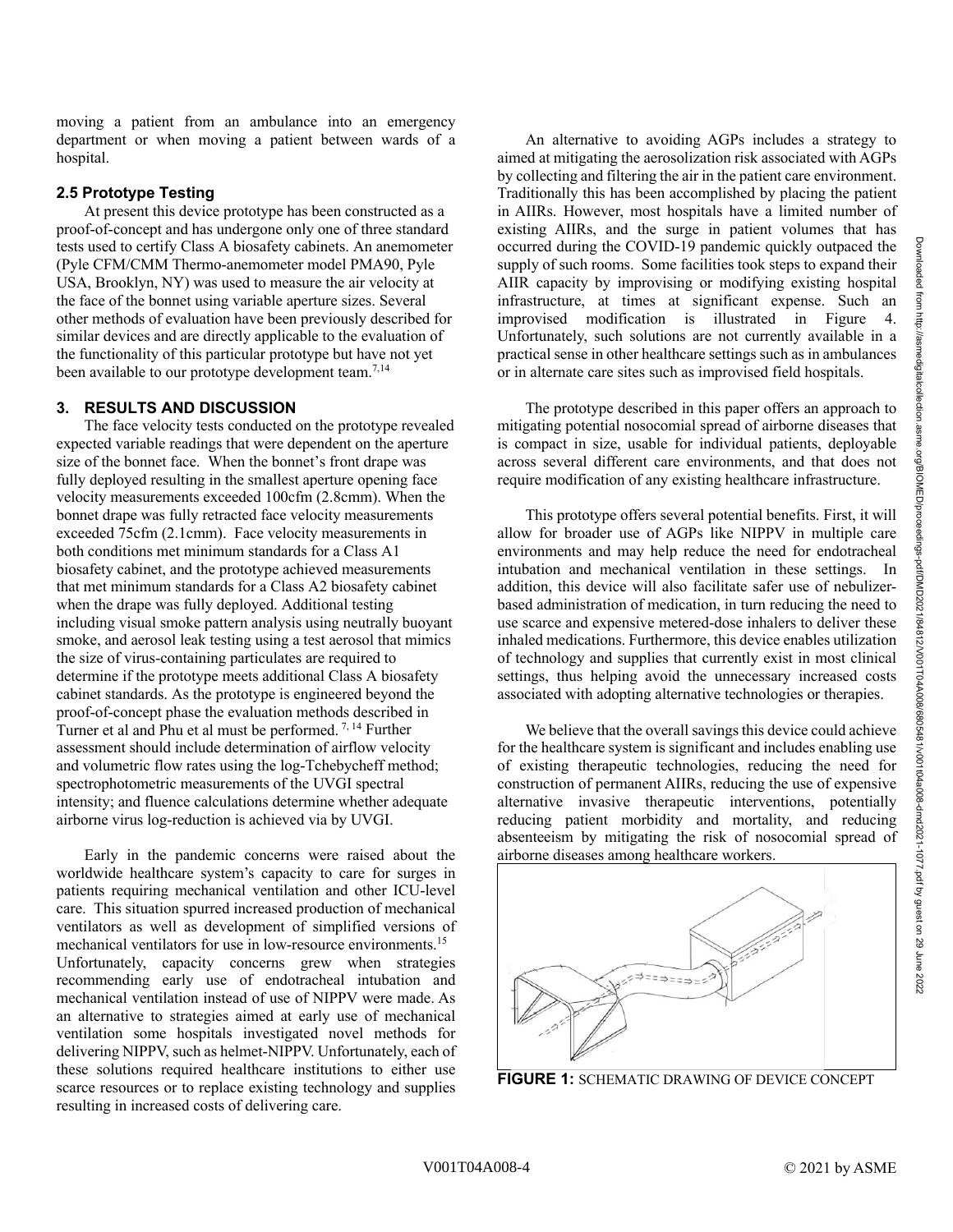moving a patient from an ambulance into an emergency department or when moving a patient between wards of a hospital.

### 2.5 Prototype Testing

At present this device prototype has been constructed as a proof-of-concept and has undergone only one of three standard tests used to certify Class A biosafety cabinets. An anemometer (Pyle CFM/CMM Thermo-anemometer model PMA90, Pyle USA, Brooklyn, NY) was used to measure the air velocity at the face of the bonnet using variable aperture sizes. Several other methods of evaluation have been previously described for similar devices and are directly applicable to the evaluation of the functionality of this particular prototype but have not yet been available to our prototype development team.[7,14]

## 3. RESULTS AND DISCUSSION

The face velocity tests conducted on the prototype revealed expected variable readings that were dependent on the aperture size of the bonnet face. When the bonnet's front drape was fully deployed resulting in the smallest aperture opening face velocity measurements exceeded 100cfm (2.8cmm). When the bonnet drape was fully retracted face velocity measurements exceeded 75cfm (2.1cmm). Face velocity measurements in both conditions met minimum standards for a Class A1 biosafety cabinet, and the prototype achieved measurements that met minimum standards for a Class A2 biosafety cabinet when the drape was fully deployed. Additional testing including visual smoke pattern analysis using neutrally buoyant smoke, and aerosol leak testing using a test aerosol that mimics the size of virus-containing particulates are required to determine if the prototype meets additional Class A biosafety cabinet standards. As the prototype is engineered beyond the proof-of-concept phase the evaluation methods described in Turner et al and Phu et al must be performed. [7, 14] Further assessment should include determination of airflow velocity and volumetric flow rates using the log-Tchebycheff method; spectrophotometric measurements of the UVGI spectral intensity; and fluence calculations determine whether adequate airborne virus log-reduction is achieved via by UVGI.

Early in the pandemic concerns were raised about the worldwide healthcare system's capacity to care for surges in patients requiring mechanical ventilation and other ICU-level care. This situation spurred increased production of mechanical ventilators as well as development of simplified versions of mechanical ventilators for use in low-resource environments.[15] Unfortunately, capacity concerns grew when strategies recommending early use of endotracheal intubation and mechanical ventilation instead of use of NIPPV were made. As an alternative to strategies aimed at early use of mechanical ventilation some hospitals investigated novel methods for delivering NIPPV, such as helmet-NIPPV. Unfortunately, each of these solutions required healthcare institutions to either use scarce resources or to replace existing technology and supplies resulting in increased costs of delivering care.

An alternative to avoiding AGPs includes a strategy to aimed at mitigating the aerosolization risk associated with AGPs by collecting and filtering the air in the patient care environment. Traditionally this has been accomplished by placing the patient in AIIRs. However, most hospitals have a limited number of existing AIIRs, and the surge in patient volumes that has occurred during the COVID-19 pandemic quickly outpaced the supply of such rooms. Some facilities took steps to expand their AIIR capacity by improvising or modifying existing hospital infrastructure, at times at significant expense. Such an improvised modification is illustrated in Figure 4. Unfortunately, such solutions are not currently available in a practical sense in other healthcare settings such as in ambulances or in alternate care sites such as improvised field hospitals.

The prototype described in this paper offers an approach to mitigating potential nosocomial spread of airborne diseases that is compact in size, usable for individual patients, deployable across several different care environments, and that does not require modification of any existing healthcare infrastructure.

This prototype offers several potential benefits. First, it will allow for broader use of AGPs like NIPPV in multiple care environments and may help reduce the need for endotracheal intubation and mechanical ventilation in these settings. In addition, this device will also facilitate safer use of nebulizer-based administration of medication, in turn reducing the need to use scarce and expensive metered-dose inhalers to deliver these inhaled medications. Furthermore, this device enables utilization of technology and supplies that currently exist in most clinical settings, thus helping avoid the unnecessary increased costs associated with adopting alternative technologies or therapies.

We believe that the overall savings this device could achieve for the healthcare system is significant and includes enabling use of existing therapeutic technologies, reducing the need for construction of permanent AIIRs, reducing the use of expensive alternative invasive therapeutic interventions, potentially reducing patient morbidity and mortality, and reducing absenteeism by mitigating the risk of nosocomial spread of airborne diseases among healthcare workers.

**FIGURE 1:** SCHEMATIC DRAWING OF DEVICE CONCEPT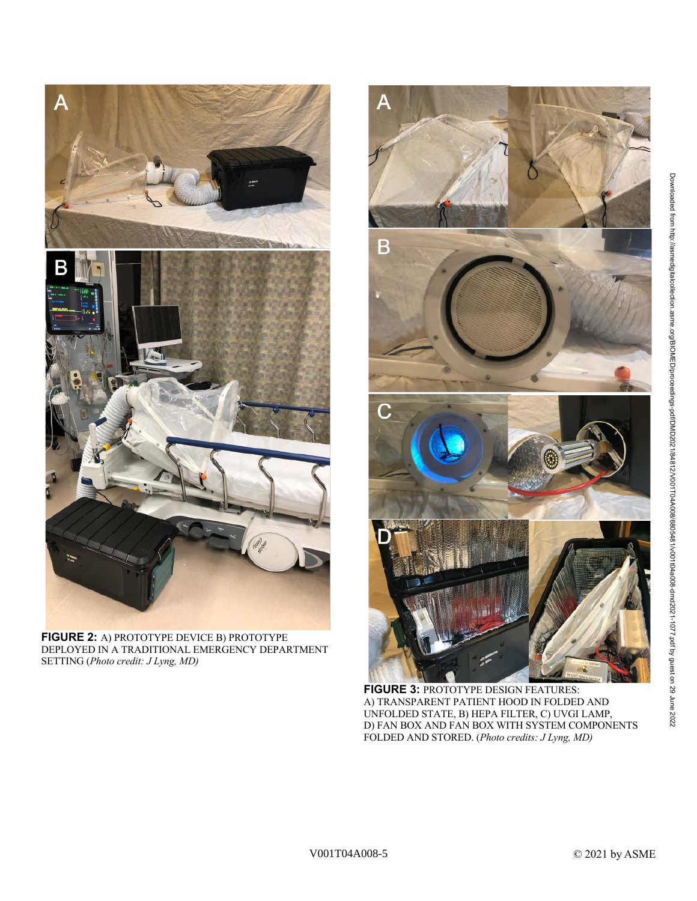**FIGURE 2:** A) PROTOTYPE DEVICE B) PROTOTYPE DEPLOYED IN A TRADITIONAL EMERGENCY DEPARTMENT SETTING (*Photo credit: J Lyng, MD*)

**FIGURE 3:** PROTOTYPE DESIGN FEATURES: A) TRANSPARENT PATIENT HOOD IN FOLDED AND UNFOLDED STATE, B) HEPA FILTER, C) UVGI LAMP, D) FAN BOX AND FAN BOX WITH SYSTEM COMPONENTS FOLDED AND STORED. (*Photo credits: J Lyng, MD*)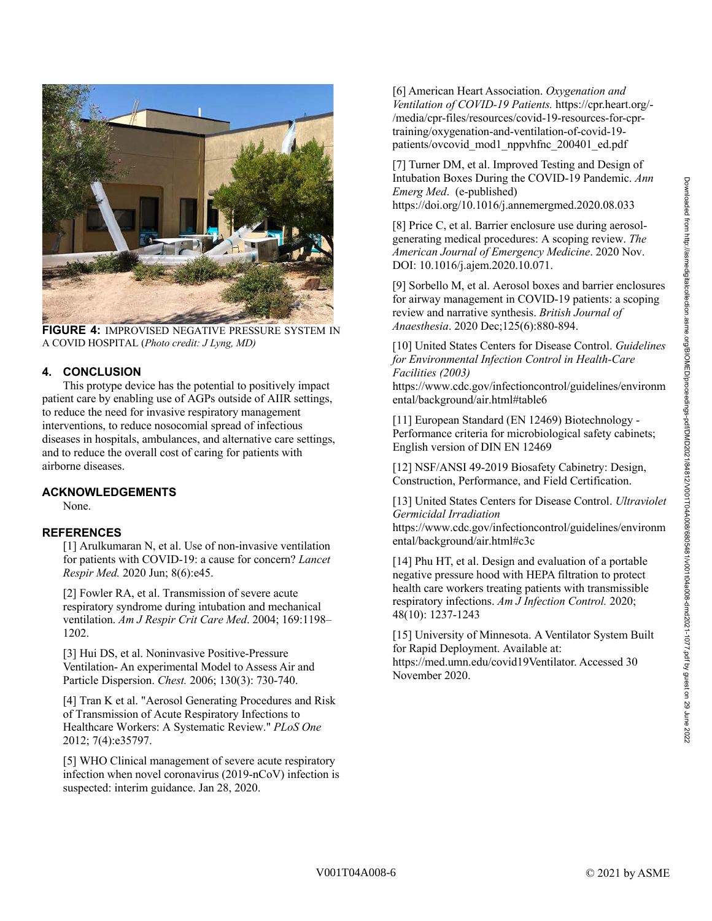**FIGURE 4:** IMPROVISED NEGATIVE PRESSURE SYSTEM IN A COVID HOSPITAL (*Photo credit: J Lyng, MD)*

## 4. CONCLUSION

This protype device has the potential to positively impact patient care by enabling use of AGPs outside of AIIR settings, to reduce the need for invasive respiratory management interventions, to reduce nosocomial spread of infectious diseases in hospitals, ambulances, and alternative care settings, and to reduce the overall cost of caring for patients with airborne diseases.

## ACKNOWLEDGEMENTS

None.

## REFERENCES

[1] Arulkumaran N, et al. Use of non-invasive ventilation for patients with COVID-19: a cause for concern? *Lancet Respir Med.* 2020 Jun; 8(6):e45.

[2] Fowler RA, et al. Transmission of severe acute respiratory syndrome during intubation and mechanical ventilation. *Am J Respir Crit Care Med*. 2004; 169:1198–1202.

[3] Hui DS, et al. Noninvasive Positive-Pressure Ventilation- An experimental Model to Assess Air and Particle Dispersion. *Chest.* 2006; 130(3): 730-740.

[4] Tran K et al. "Aerosol Generating Procedures and Risk of Transmission of Acute Respiratory Infections to Healthcare Workers: A Systematic Review." *PLoS One* 2012; 7(4):e35797.

[5] WHO Clinical management of severe acute respiratory infection when novel coronavirus (2019-nCoV) infection is suspected: interim guidance. Jan 28, 2020.

[6] American Heart Association. *Oxygenation and Ventilation of COVID-19 Patients.* https://cpr.heart.org/-/media/cpr-files/resources/covid-19-resources-for-cpr-training/oxygenation-and-ventilation-of-covid-19-patients/ovcovid_mod1_nppvhfnc_200401_ed.pdf

[7] Turner DM, et al. Improved Testing and Design of Intubation Boxes During the COVID-19 Pandemic. *Ann Emerg Med*. (e-published) https://doi.org/10.1016/j.annemergmed.2020.08.033

[8] Price C, et al. Barrier enclosure use during aerosol-generating medical procedures: A scoping review. *The American Journal of Emergency Medicine*. 2020 Nov. DOI: 10.1016/j.ajem.2020.10.071.

[9] Sorbello M, et al. Aerosol boxes and barrier enclosures for airway management in COVID-19 patients: a scoping review and narrative synthesis. *British Journal of Anaesthesia*. 2020 Dec;125(6):880-894.

[10] United States Centers for Disease Control. *Guidelines for Environmental Infection Control in Health-Care Facilities (2003)* https://www.cdc.gov/infectioncontrol/guidelines/environmental/background/air.html#table6

[11] European Standard (EN 12469) Biotechnology - Performance criteria for microbiological safety cabinets; English version of DIN EN 12469

[12] NSF/ANSI 49-2019 Biosafety Cabinetry: Design, Construction, Performance, and Field Certification.

[13] United States Centers for Disease Control. *Ultraviolet Germicidal Irradiation* https://www.cdc.gov/infectioncontrol/guidelines/environmental/background/air.html#c3c

[14] Phu HT, et al. Design and evaluation of a portable negative pressure hood with HEPA filtration to protect health care workers treating patients with transmissible respiratory infections. *Am J Infection Control.* 2020; 48(10): 1237-1243

[15] University of Minnesota. A Ventilator System Built for Rapid Deployment. Available at: https://med.umn.edu/covid19Ventilator. Accessed 30 November 2020.